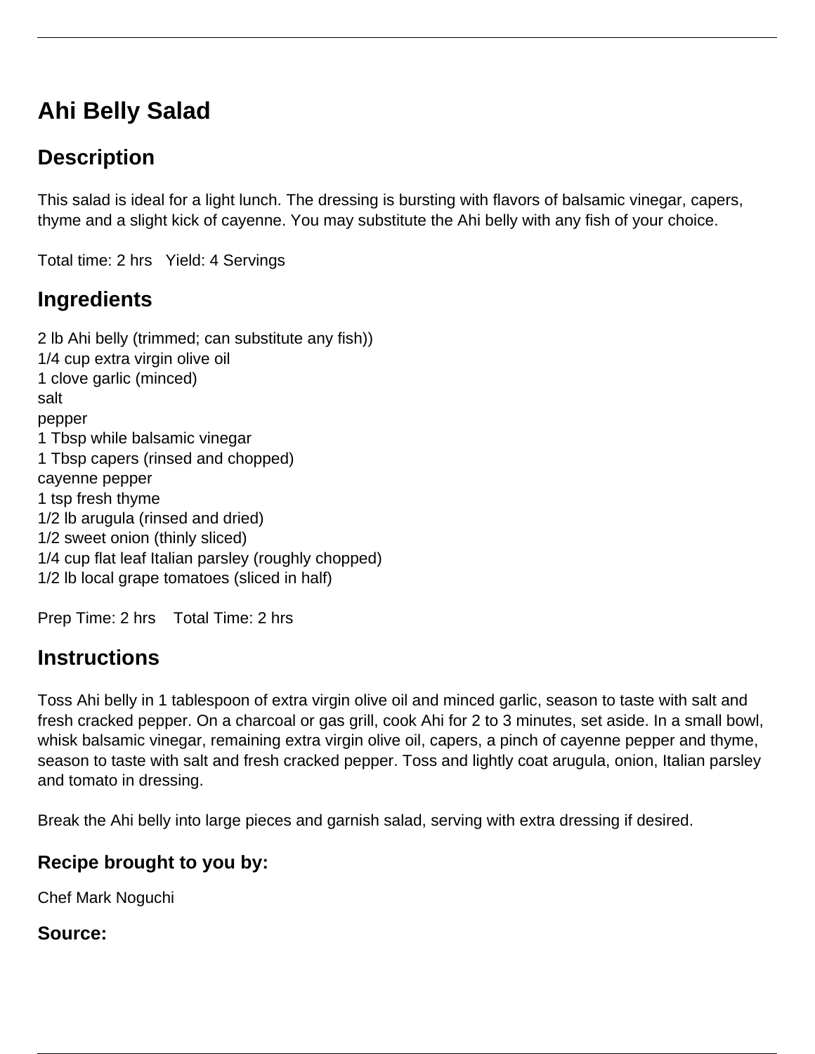# Ahi Belly Salad

## Description

This salad is ideal for a light lunch. The dressing is bursting with flavors of balsamic vinegar, capers, thyme and a slight kick of cayenne. You may substitute the Ahi belly with any fish of your choice.

Total time: 2 hrs   Yield: 4 Servings

## Ingredients

2 lb Ahi belly (trimmed; can substitute any fish))
1/4 cup extra virgin olive oil
1 clove garlic (minced)
salt
pepper
1 Tbsp while balsamic vinegar
1 Tbsp capers (rinsed and chopped)
cayenne pepper
1 tsp fresh thyme
1/2 lb arugula (rinsed and dried)
1/2 sweet onion (thinly sliced)
1/4 cup flat leaf Italian parsley (roughly chopped)
1/2 lb local grape tomatoes (sliced in half)

Prep Time: 2 hrs   Total Time: 2 hrs

## Instructions

Toss Ahi belly in 1 tablespoon of extra virgin olive oil and minced garlic, season to taste with salt and fresh cracked pepper. On a charcoal or gas grill, cook Ahi for 2 to 3 minutes, set aside. In a small bowl, whisk balsamic vinegar, remaining extra virgin olive oil, capers, a pinch of cayenne pepper and thyme, season to taste with salt and fresh cracked pepper. Toss and lightly coat arugula, onion, Italian parsley and tomato in dressing.

Break the Ahi belly into large pieces and garnish salad, serving with extra dressing if desired.

### Recipe brought to you by:

Chef Mark Noguchi

### Source: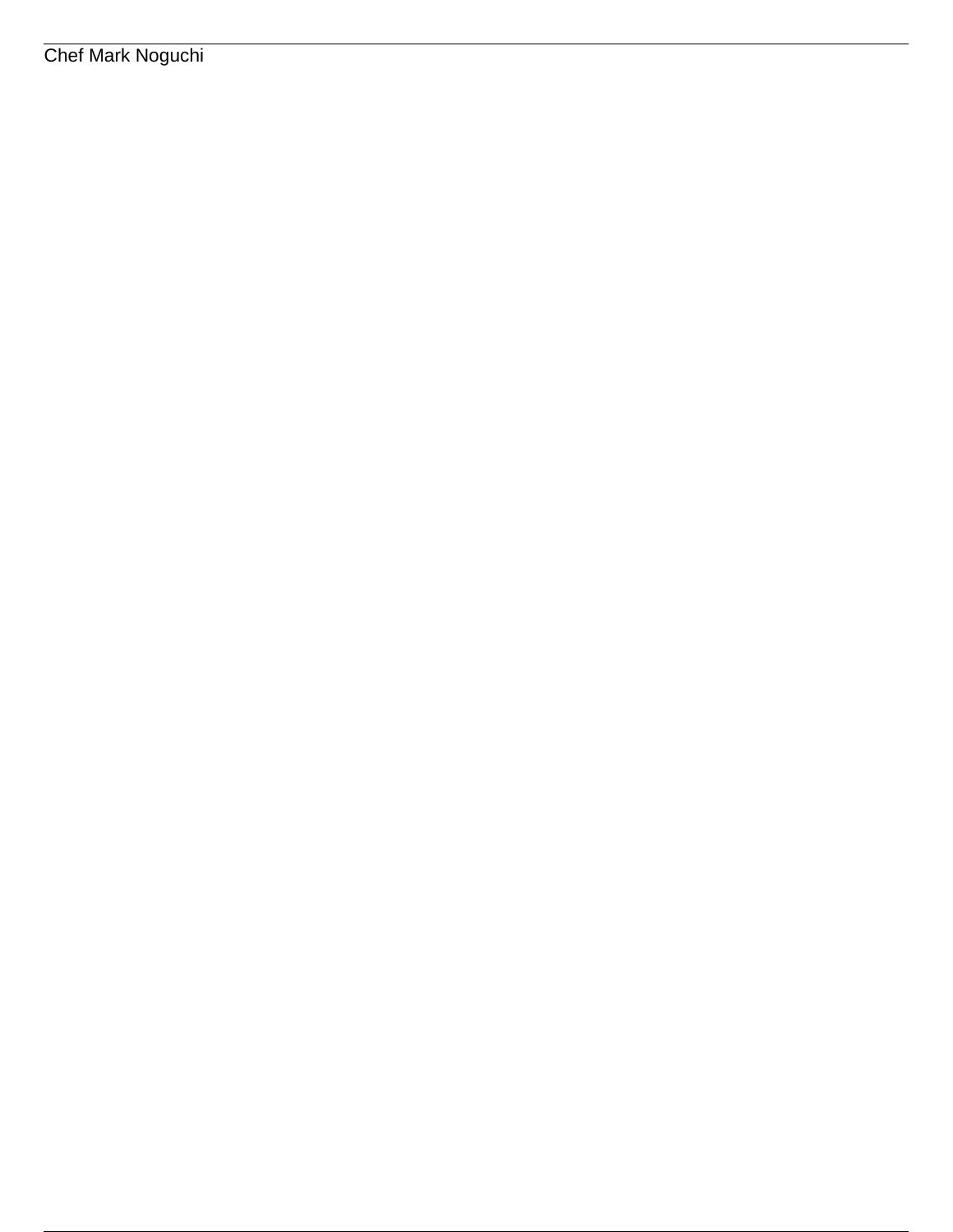Chef Mark Noguchi